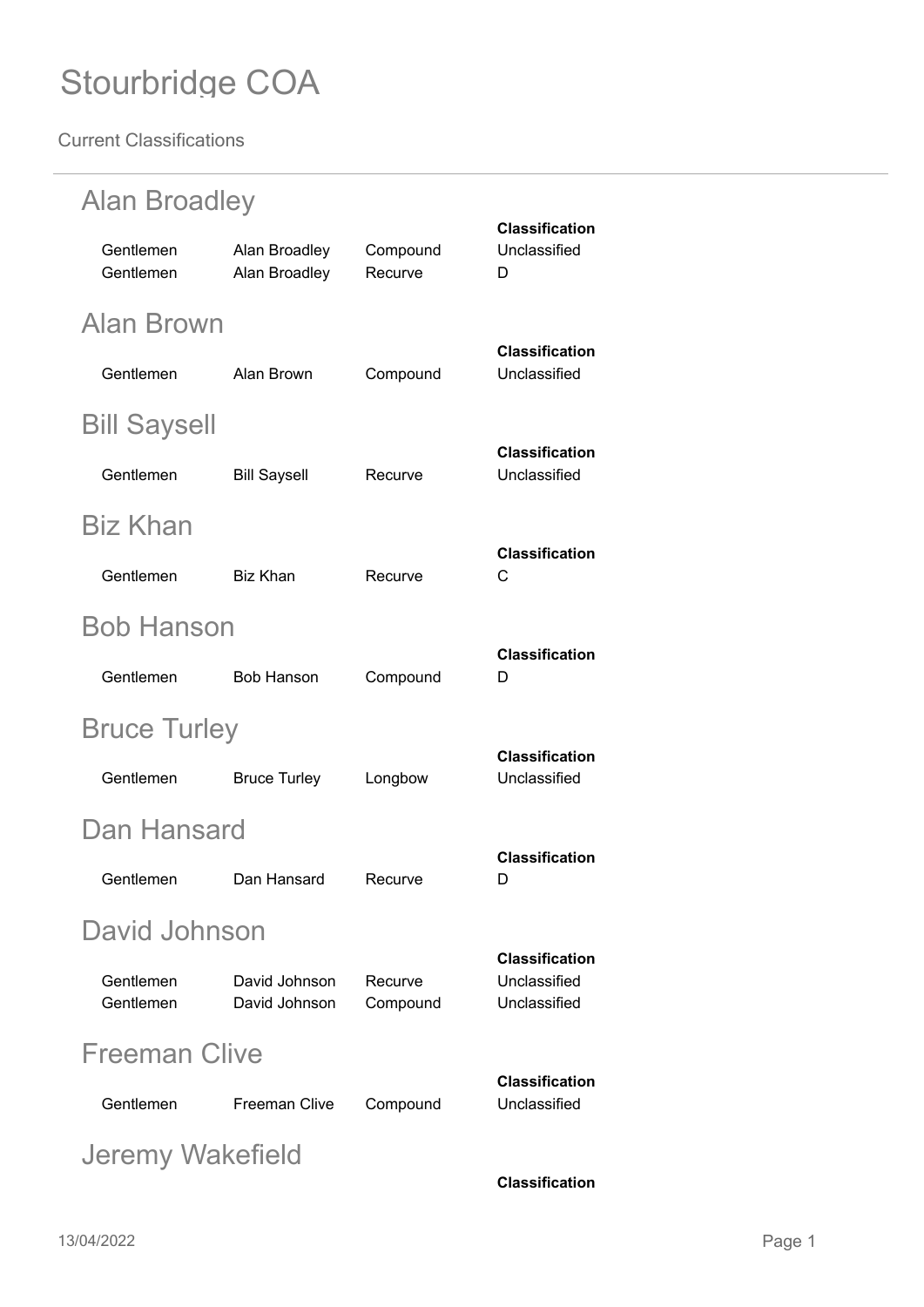# Stourbridge COA

Current Classifications

## Alan Broadley

| | | | Classification |
|---|---|---|---|
| Gentlemen | Alan Broadley | Compound | Unclassified |
| Gentlemen | Alan Broadley | Recurve | D |

## Alan Brown

| | | | Classification |
|---|---|---|---|
| Gentlemen | Alan Brown | Compound | Unclassified |

## Bill Saysell

| | | | Classification |
|---|---|---|---|
| Gentlemen | Bill Saysell | Recurve | Unclassified |

## Biz Khan

| | | | Classification |
|---|---|---|---|
| Gentlemen | Biz Khan | Recurve | C |

## Bob Hanson

| | | | Classification |
|---|---|---|---|
| Gentlemen | Bob Hanson | Compound | D |

## Bruce Turley

| | | | Classification |
|---|---|---|---|
| Gentlemen | Bruce Turley | Longbow | Unclassified |

## Dan Hansard

| | | | Classification |
|---|---|---|---|
| Gentlemen | Dan Hansard | Recurve | D |

## David Johnson

| | | | Classification |
|---|---|---|---|
| Gentlemen | David Johnson | Recurve | Unclassified |
| Gentlemen | David Johnson | Compound | Unclassified |

## Freeman Clive

| | | | Classification |
|---|---|---|---|
| Gentlemen | Freeman Clive | Compound | Unclassified |

## Jeremy Wakefield

Classification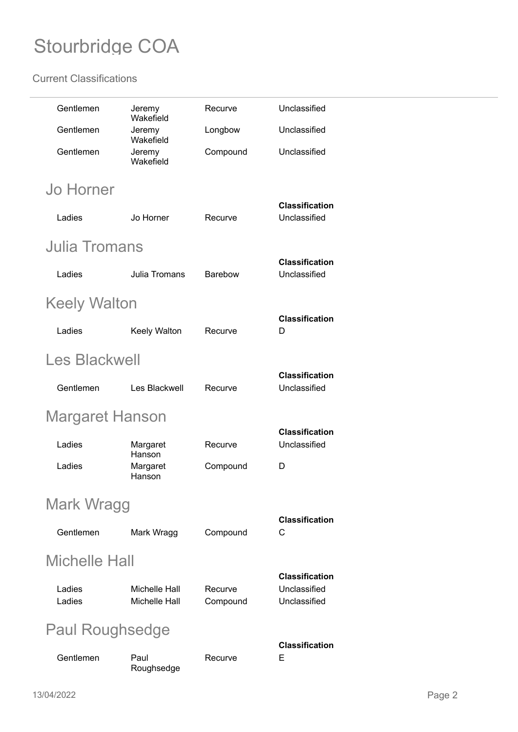| | | | |
|---|---|---|---|
| Gentlemen | Jeremy Wakefield | Recurve | Unclassified |
| Gentlemen | Jeremy Wakefield | Longbow | Unclassified |
| Gentlemen | Jeremy Wakefield | Compound | Unclassified |

## Jo Horner

| | | | Classification |
|---|---|---|---|
| Ladies | Jo Horner | Recurve | Unclassified |

## Julia Tromans

| | | | Classification |
|---|---|---|---|
| Ladies | Julia Tromans | Barebow | Unclassified |

## Keely Walton

| | | | Classification |
|---|---|---|---|
| Ladies | Keely Walton | Recurve | D |

## Les Blackwell

| | | | Classification |
|---|---|---|---|
| Gentlemen | Les Blackwell | Recurve | Unclassified |

## Margaret Hanson

| | | | Classification |
|---|---|---|---|
| Ladies | Margaret Hanson | Recurve | Unclassified |
| Ladies | Margaret Hanson | Compound | D |

## Mark Wragg

| | | | Classification |
|---|---|---|---|
| Gentlemen | Mark Wragg | Compound | C |

## Michelle Hall

| | | | Classification |
|---|---|---|---|
| Ladies | Michelle Hall | Recurve | Unclassified |
| Ladies | Michelle Hall | Compound | Unclassified |

## Paul Roughsedge

| | | | Classification |
|---|---|---|---|
| Gentlemen | Paul Roughsedge | Recurve | E |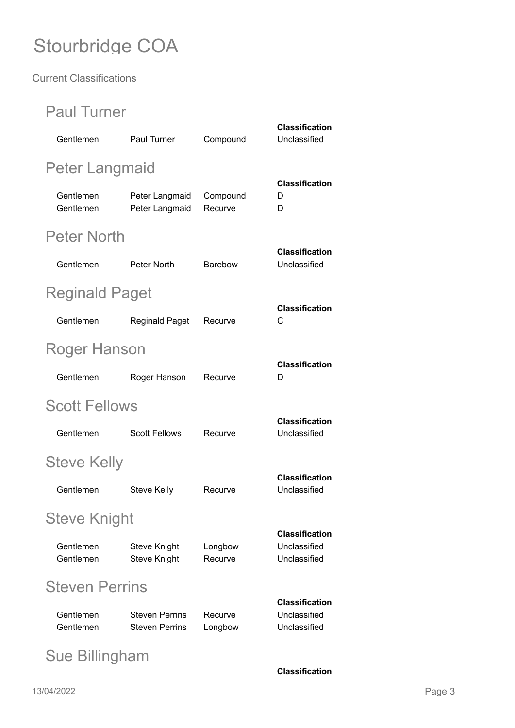# Stourbridge COA

Current Classifications

## Paul Turner

| | | | Classification |
|---|---|---|---|
| Gentlemen | Paul Turner | Compound | Unclassified |

## Peter Langmaid

| | | | Classification |
|---|---|---|---|
| Gentlemen | Peter Langmaid | Compound | D |
| Gentlemen | Peter Langmaid | Recurve | D |

## Peter North

| | | | Classification |
|---|---|---|---|
| Gentlemen | Peter North | Barebow | Unclassified |

## Reginald Paget

| | | | Classification |
|---|---|---|---|
| Gentlemen | Reginald Paget | Recurve | C |

## Roger Hanson

| | | | Classification |
|---|---|---|---|
| Gentlemen | Roger Hanson | Recurve | D |

## Scott Fellows

| | | | Classification |
|---|---|---|---|
| Gentlemen | Scott Fellows | Recurve | Unclassified |

## Steve Kelly

| | | | Classification |
|---|---|---|---|
| Gentlemen | Steve Kelly | Recurve | Unclassified |

## Steve Knight

| | | | Classification |
|---|---|---|---|
| Gentlemen | Steve Knight | Longbow | Unclassified |
| Gentlemen | Steve Knight | Recurve | Unclassified |

## Steven Perrins

| | | | Classification |
|---|---|---|---|
| Gentlemen | Steven Perrins | Recurve | Unclassified |
| Gentlemen | Steven Perrins | Longbow | Unclassified |

## Sue Billingham

**Classification**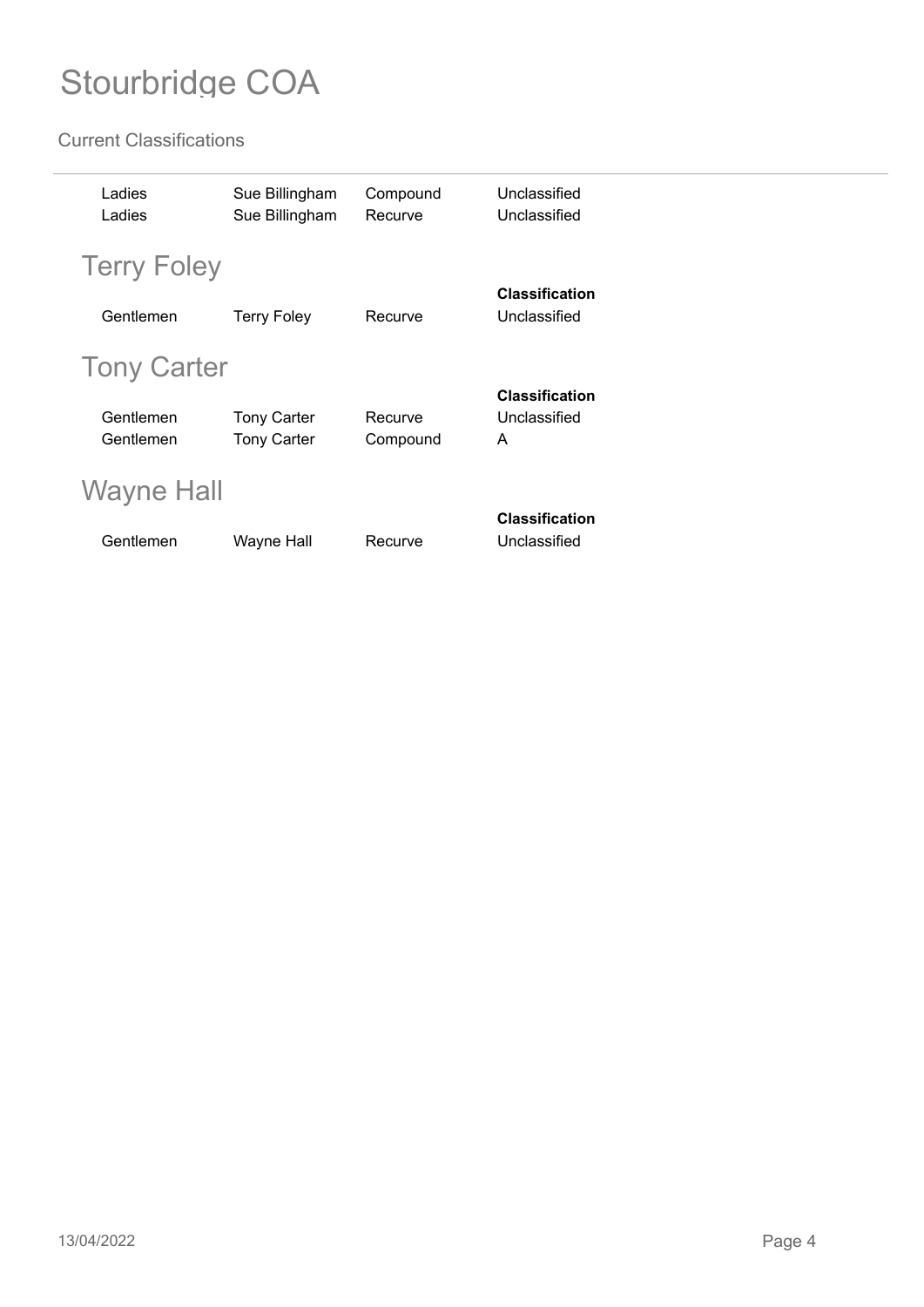# Stourbridge COA

Current Classifications

| | | | |
|---|---|---|---|
| Ladies | Sue Billingham | Compound | Unclassified |
| Ladies | Sue Billingham | Recurve | Unclassified |

## Terry Foley

| | | | Classification |
|---|---|---|---|
| Gentlemen | Terry Foley | Recurve | Unclassified |

## Tony Carter

| | | | Classification |
|---|---|---|---|
| Gentlemen | Tony Carter | Recurve | Unclassified |
| Gentlemen | Tony Carter | Compound | A |

## Wayne Hall

| | | | Classification |
|---|---|---|---|
| Gentlemen | Wayne Hall | Recurve | Unclassified |

13/04/2022